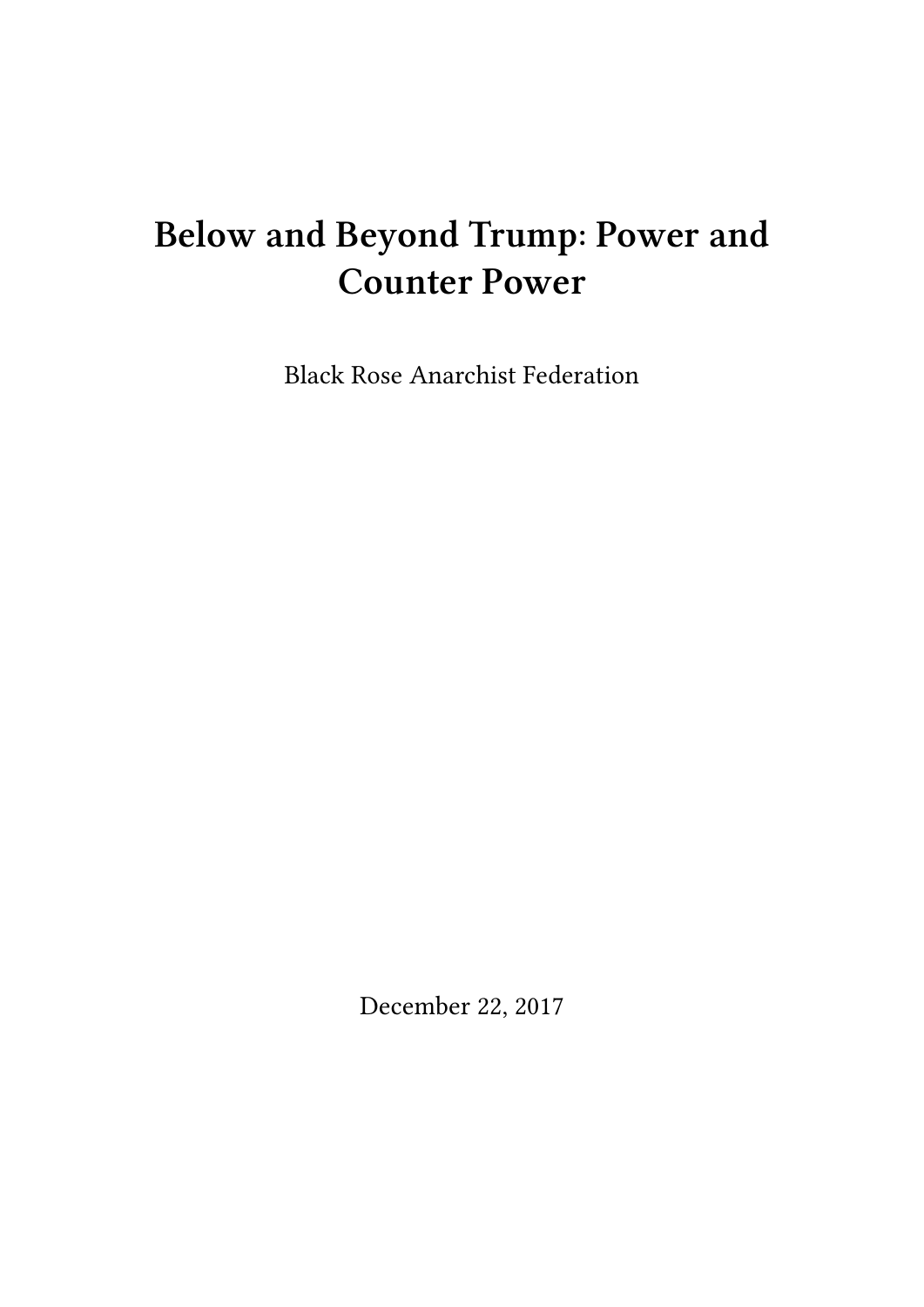# Below and Beyond Trump: Power and Counter Power

Black Rose Anarchist Federation

December 22, 2017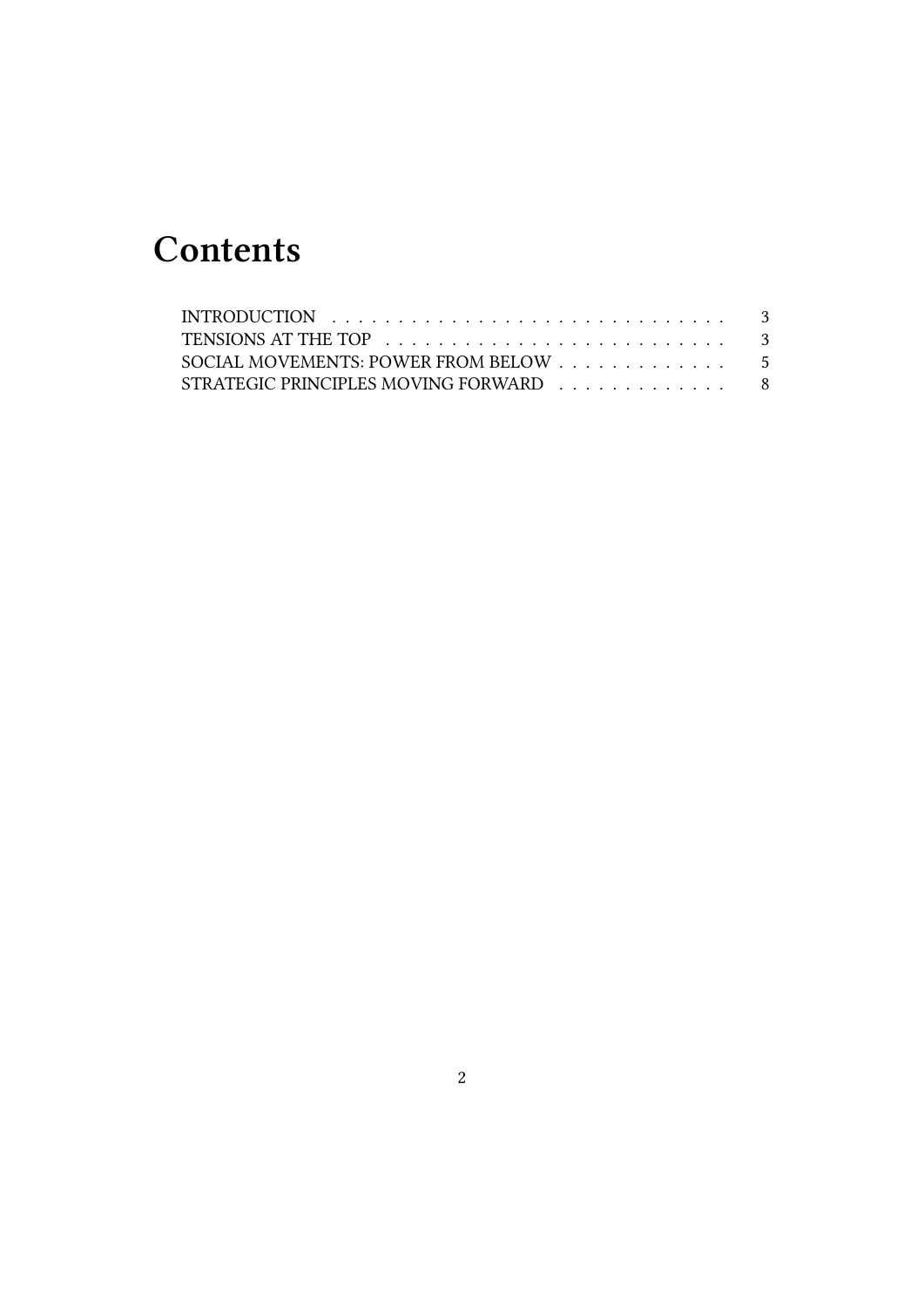# Contents

- INTRODUCTION . . . . . . . . . . . . . . . . . . . . . . . . . . . . . . 3
- TENSIONS AT THE TOP . . . . . . . . . . . . . . . . . . . . . . . . . . 3
- SOCIAL MOVEMENTS: POWER FROM BELOW . . . . . . . . . . . . . 5
- STRATEGIC PRINCIPLES MOVING FORWARD . . . . . . . . . . . . . 8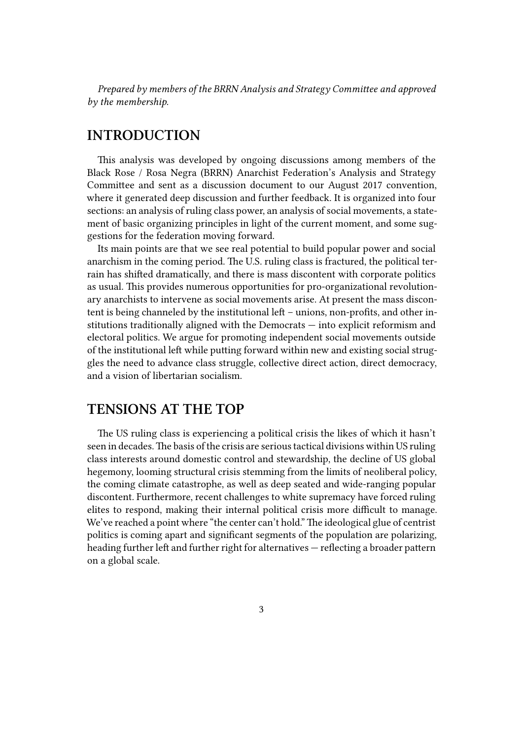*Prepared by members of the BRRN Analysis and Strategy Committee and approved by the membership.*

## INTRODUCTION

This analysis was developed by ongoing discussions among members of the Black Rose / Rosa Negra (BRRN) Anarchist Federation's Analysis and Strategy Committee and sent as a discussion document to our August 2017 convention, where it generated deep discussion and further feedback. It is organized into four sections: an analysis of ruling class power, an analysis of social movements, a statement of basic organizing principles in light of the current moment, and some suggestions for the federation moving forward.

Its main points are that we see real potential to build popular power and social anarchism in the coming period. The U.S. ruling class is fractured, the political terrain has shifted dramatically, and there is mass discontent with corporate politics as usual. This provides numerous opportunities for pro-organizational revolutionary anarchists to intervene as social movements arise. At present the mass discontent is being channeled by the institutional left – unions, non-profits, and other institutions traditionally aligned with the Democrats — into explicit reformism and electoral politics. We argue for promoting independent social movements outside of the institutional left while putting forward within new and existing social struggles the need to advance class struggle, collective direct action, direct democracy, and a vision of libertarian socialism.

## TENSIONS AT THE TOP

The US ruling class is experiencing a political crisis the likes of which it hasn't seen in decades. The basis of the crisis are serious tactical divisions within US ruling class interests around domestic control and stewardship, the decline of US global hegemony, looming structural crisis stemming from the limits of neoliberal policy, the coming climate catastrophe, as well as deep seated and wide-ranging popular discontent. Furthermore, recent challenges to white supremacy have forced ruling elites to respond, making their internal political crisis more difficult to manage. We've reached a point where "the center can't hold." The ideological glue of centrist politics is coming apart and significant segments of the population are polarizing, heading further left and further right for alternatives — reflecting a broader pattern on a global scale.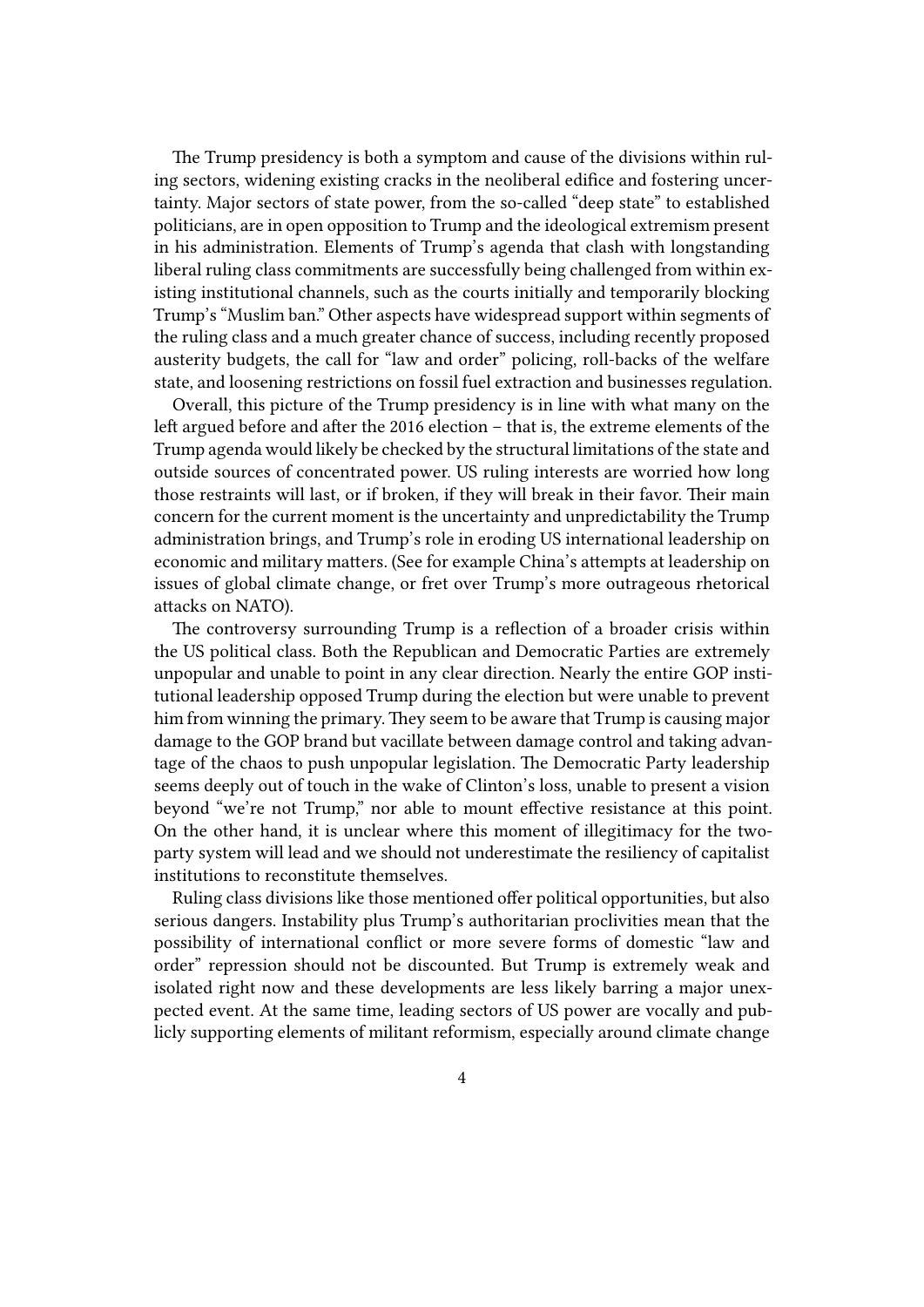The Trump presidency is both a symptom and cause of the divisions within ruling sectors, widening existing cracks in the neoliberal edifice and fostering uncertainty. Major sectors of state power, from the so-called "deep state" to established politicians, are in open opposition to Trump and the ideological extremism present in his administration. Elements of Trump's agenda that clash with longstanding liberal ruling class commitments are successfully being challenged from within existing institutional channels, such as the courts initially and temporarily blocking Trump's "Muslim ban." Other aspects have widespread support within segments of the ruling class and a much greater chance of success, including recently proposed austerity budgets, the call for "law and order" policing, roll-backs of the welfare state, and loosening restrictions on fossil fuel extraction and businesses regulation.

Overall, this picture of the Trump presidency is in line with what many on the left argued before and after the 2016 election – that is, the extreme elements of the Trump agenda would likely be checked by the structural limitations of the state and outside sources of concentrated power. US ruling interests are worried how long those restraints will last, or if broken, if they will break in their favor. Their main concern for the current moment is the uncertainty and unpredictability the Trump administration brings, and Trump's role in eroding US international leadership on economic and military matters. (See for example China's attempts at leadership on issues of global climate change, or fret over Trump's more outrageous rhetorical attacks on NATO).

The controversy surrounding Trump is a reflection of a broader crisis within the US political class. Both the Republican and Democratic Parties are extremely unpopular and unable to point in any clear direction. Nearly the entire GOP institutional leadership opposed Trump during the election but were unable to prevent him from winning the primary. They seem to be aware that Trump is causing major damage to the GOP brand but vacillate between damage control and taking advantage of the chaos to push unpopular legislation. The Democratic Party leadership seems deeply out of touch in the wake of Clinton's loss, unable to present a vision beyond "we're not Trump," nor able to mount effective resistance at this point. On the other hand, it is unclear where this moment of illegitimacy for the two-party system will lead and we should not underestimate the resiliency of capitalist institutions to reconstitute themselves.

Ruling class divisions like those mentioned offer political opportunities, but also serious dangers. Instability plus Trump's authoritarian proclivities mean that the possibility of international conflict or more severe forms of domestic "law and order" repression should not be discounted. But Trump is extremely weak and isolated right now and these developments are less likely barring a major unexpected event. At the same time, leading sectors of US power are vocally and publicly supporting elements of militant reformism, especially around climate change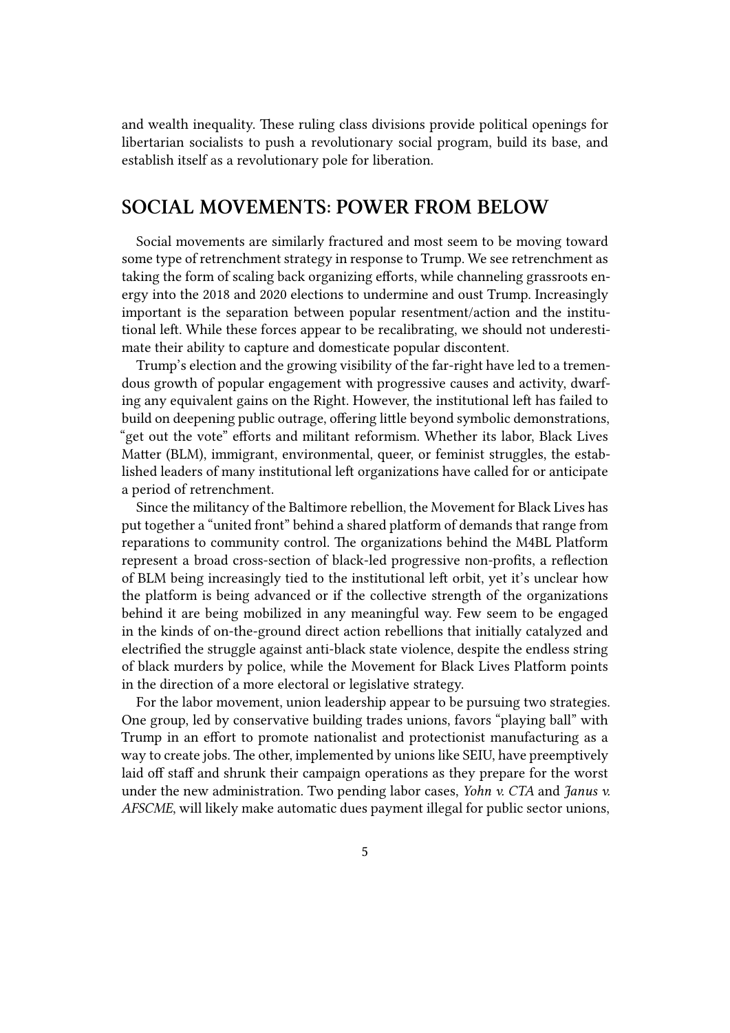and wealth inequality. These ruling class divisions provide political openings for libertarian socialists to push a revolutionary social program, build its base, and establish itself as a revolutionary pole for liberation.

## SOCIAL MOVEMENTS: POWER FROM BELOW

Social movements are similarly fractured and most seem to be moving toward some type of retrenchment strategy in response to Trump. We see retrenchment as taking the form of scaling back organizing efforts, while channeling grassroots energy into the 2018 and 2020 elections to undermine and oust Trump. Increasingly important is the separation between popular resentment/action and the institutional left. While these forces appear to be recalibrating, we should not underestimate their ability to capture and domesticate popular discontent.

Trump's election and the growing visibility of the far-right have led to a tremendous growth of popular engagement with progressive causes and activity, dwarfing any equivalent gains on the Right. However, the institutional left has failed to build on deepening public outrage, offering little beyond symbolic demonstrations, "get out the vote" efforts and militant reformism. Whether its labor, Black Lives Matter (BLM), immigrant, environmental, queer, or feminist struggles, the established leaders of many institutional left organizations have called for or anticipate a period of retrenchment.

Since the militancy of the Baltimore rebellion, the Movement for Black Lives has put together a "united front" behind a shared platform of demands that range from reparations to community control. The organizations behind the M4BL Platform represent a broad cross-section of black-led progressive non-profits, a reflection of BLM being increasingly tied to the institutional left orbit, yet it's unclear how the platform is being advanced or if the collective strength of the organizations behind it are being mobilized in any meaningful way. Few seem to be engaged in the kinds of on-the-ground direct action rebellions that initially catalyzed and electrified the struggle against anti-black state violence, despite the endless string of black murders by police, while the Movement for Black Lives Platform points in the direction of a more electoral or legislative strategy.

For the labor movement, union leadership appear to be pursuing two strategies. One group, led by conservative building trades unions, favors "playing ball" with Trump in an effort to promote nationalist and protectionist manufacturing as a way to create jobs. The other, implemented by unions like SEIU, have preemptively laid off staff and shrunk their campaign operations as they prepare for the worst under the new administration. Two pending labor cases, *Yohn v. CTA* and *Janus v. AFSCME*, will likely make automatic dues payment illegal for public sector unions,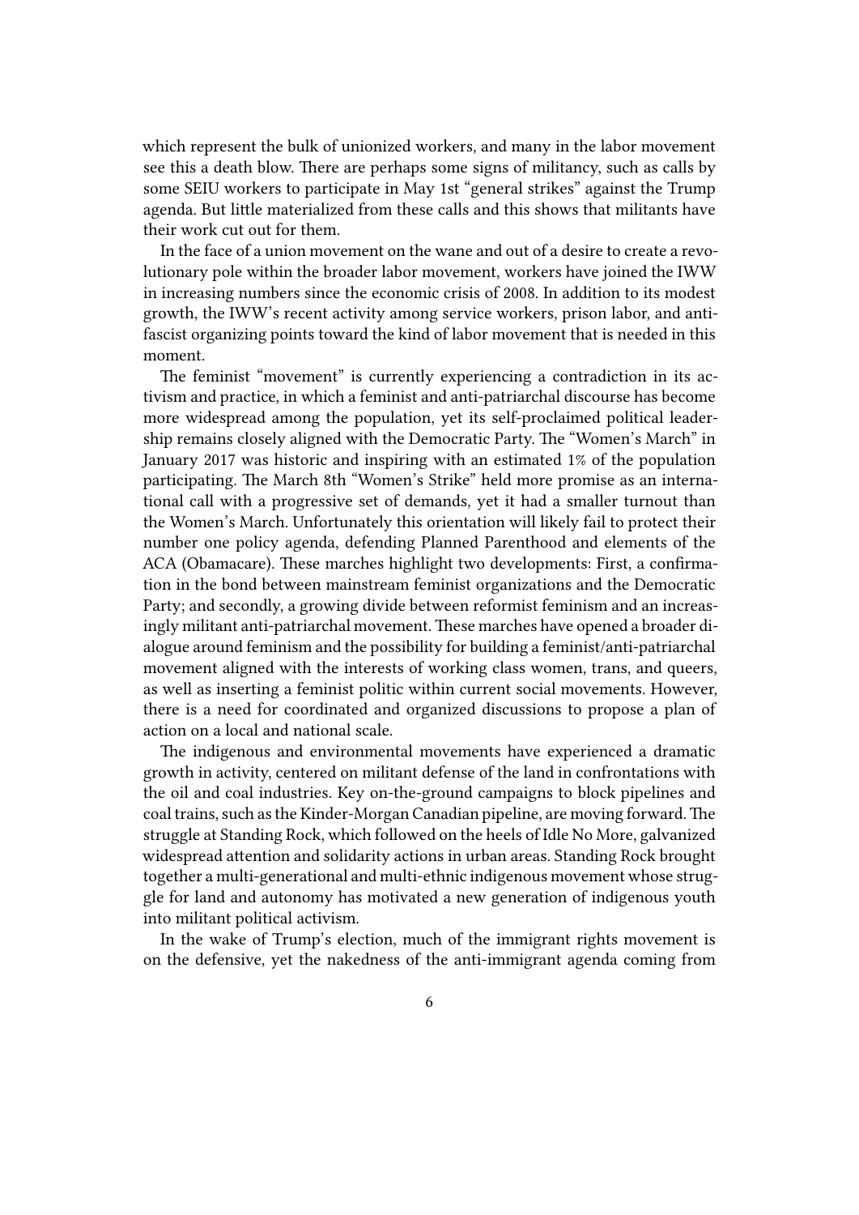which represent the bulk of unionized workers, and many in the labor movement see this a death blow. There are perhaps some signs of militancy, such as calls by some SEIU workers to participate in May 1st "general strikes" against the Trump agenda. But little materialized from these calls and this shows that militants have their work cut out for them.

In the face of a union movement on the wane and out of a desire to create a revolutionary pole within the broader labor movement, workers have joined the IWW in increasing numbers since the economic crisis of 2008. In addition to its modest growth, the IWW's recent activity among service workers, prison labor, and anti-fascist organizing points toward the kind of labor movement that is needed in this moment.

The feminist "movement" is currently experiencing a contradiction in its activism and practice, in which a feminist and anti-patriarchal discourse has become more widespread among the population, yet its self-proclaimed political leadership remains closely aligned with the Democratic Party. The "Women's March" in January 2017 was historic and inspiring with an estimated 1% of the population participating. The March 8th "Women's Strike" held more promise as an international call with a progressive set of demands, yet it had a smaller turnout than the Women's March. Unfortunately this orientation will likely fail to protect their number one policy agenda, defending Planned Parenthood and elements of the ACA (Obamacare). These marches highlight two developments: First, a confirmation in the bond between mainstream feminist organizations and the Democratic Party; and secondly, a growing divide between reformist feminism and an increasingly militant anti-patriarchal movement. These marches have opened a broader dialogue around feminism and the possibility for building a feminist/anti-patriarchal movement aligned with the interests of working class women, trans, and queers, as well as inserting a feminist politic within current social movements. However, there is a need for coordinated and organized discussions to propose a plan of action on a local and national scale.

The indigenous and environmental movements have experienced a dramatic growth in activity, centered on militant defense of the land in confrontations with the oil and coal industries. Key on-the-ground campaigns to block pipelines and coal trains, such as the Kinder-Morgan Canadian pipeline, are moving forward. The struggle at Standing Rock, which followed on the heels of Idle No More, galvanized widespread attention and solidarity actions in urban areas. Standing Rock brought together a multi-generational and multi-ethnic indigenous movement whose struggle for land and autonomy has motivated a new generation of indigenous youth into militant political activism.

In the wake of Trump's election, much of the immigrant rights movement is on the defensive, yet the nakedness of the anti-immigrant agenda coming from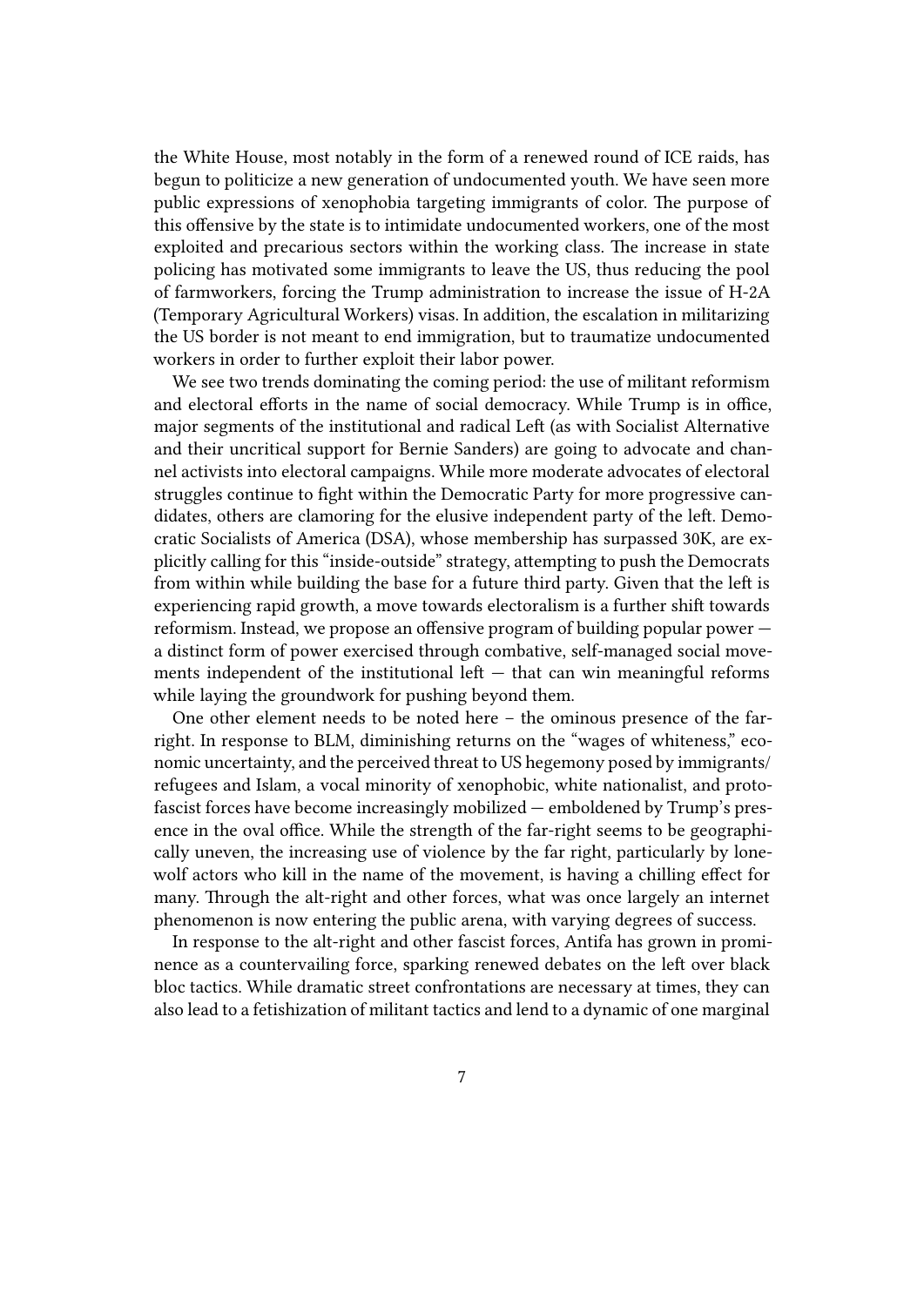the White House, most notably in the form of a renewed round of ICE raids, has begun to politicize a new generation of undocumented youth. We have seen more public expressions of xenophobia targeting immigrants of color. The purpose of this offensive by the state is to intimidate undocumented workers, one of the most exploited and precarious sectors within the working class. The increase in state policing has motivated some immigrants to leave the US, thus reducing the pool of farmworkers, forcing the Trump administration to increase the issue of H-2A (Temporary Agricultural Workers) visas. In addition, the escalation in militarizing the US border is not meant to end immigration, but to traumatize undocumented workers in order to further exploit their labor power.

We see two trends dominating the coming period: the use of militant reformism and electoral efforts in the name of social democracy. While Trump is in office, major segments of the institutional and radical Left (as with Socialist Alternative and their uncritical support for Bernie Sanders) are going to advocate and channel activists into electoral campaigns. While more moderate advocates of electoral struggles continue to fight within the Democratic Party for more progressive candidates, others are clamoring for the elusive independent party of the left. Democratic Socialists of America (DSA), whose membership has surpassed 30K, are explicitly calling for this "inside-outside" strategy, attempting to push the Democrats from within while building the base for a future third party. Given that the left is experiencing rapid growth, a move towards electoralism is a further shift towards reformism. Instead, we propose an offensive program of building popular power — a distinct form of power exercised through combative, self-managed social movements independent of the institutional left — that can win meaningful reforms while laying the groundwork for pushing beyond them.

One other element needs to be noted here – the ominous presence of the far-right. In response to BLM, diminishing returns on the "wages of whiteness," economic uncertainty, and the perceived threat to US hegemony posed by immigrants/refugees and Islam, a vocal minority of xenophobic, white nationalist, and proto-fascist forces have become increasingly mobilized — emboldened by Trump's presence in the oval office. While the strength of the far-right seems to be geographically uneven, the increasing use of violence by the far right, particularly by lone-wolf actors who kill in the name of the movement, is having a chilling effect for many. Through the alt-right and other forces, what was once largely an internet phenomenon is now entering the public arena, with varying degrees of success.

In response to the alt-right and other fascist forces, Antifa has grown in prominence as a countervailing force, sparking renewed debates on the left over black bloc tactics. While dramatic street confrontations are necessary at times, they can also lead to a fetishization of militant tactics and lend to a dynamic of one marginal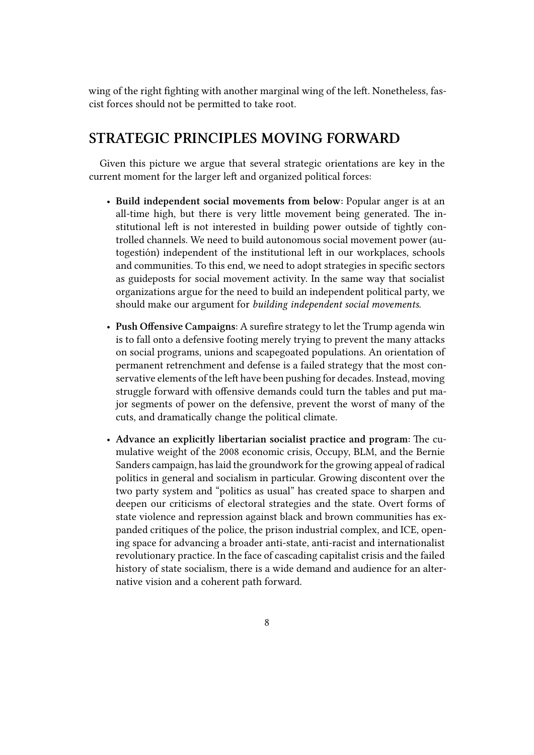wing of the right fighting with another marginal wing of the left. Nonetheless, fascist forces should not be permitted to take root.

## STRATEGIC PRINCIPLES MOVING FORWARD

Given this picture we argue that several strategic orientations are key in the current moment for the larger left and organized political forces:

- **Build independent social movements from below**: Popular anger is at an all-time high, but there is very little movement being generated. The institutional left is not interested in building power outside of tightly controlled channels. We need to build autonomous social movement power (autogestión) independent of the institutional left in our workplaces, schools and communities. To this end, we need to adopt strategies in specific sectors as guideposts for social movement activity. In the same way that socialist organizations argue for the need to build an independent political party, we should make our argument for *building independent social movements*.
- **Push Offensive Campaigns**: A surefire strategy to let the Trump agenda win is to fall onto a defensive footing merely trying to prevent the many attacks on social programs, unions and scapegoated populations. An orientation of permanent retrenchment and defense is a failed strategy that the most conservative elements of the left have been pushing for decades. Instead, moving struggle forward with offensive demands could turn the tables and put major segments of power on the defensive, prevent the worst of many of the cuts, and dramatically change the political climate.
- **Advance an explicitly libertarian socialist practice and program**: The cumulative weight of the 2008 economic crisis, Occupy, BLM, and the Bernie Sanders campaign, has laid the groundwork for the growing appeal of radical politics in general and socialism in particular. Growing discontent over the two party system and "politics as usual" has created space to sharpen and deepen our criticisms of electoral strategies and the state. Overt forms of state violence and repression against black and brown communities has expanded critiques of the police, the prison industrial complex, and ICE, opening space for advancing a broader anti-state, anti-racist and internationalist revolutionary practice. In the face of cascading capitalist crisis and the failed history of state socialism, there is a wide demand and audience for an alternative vision and a coherent path forward.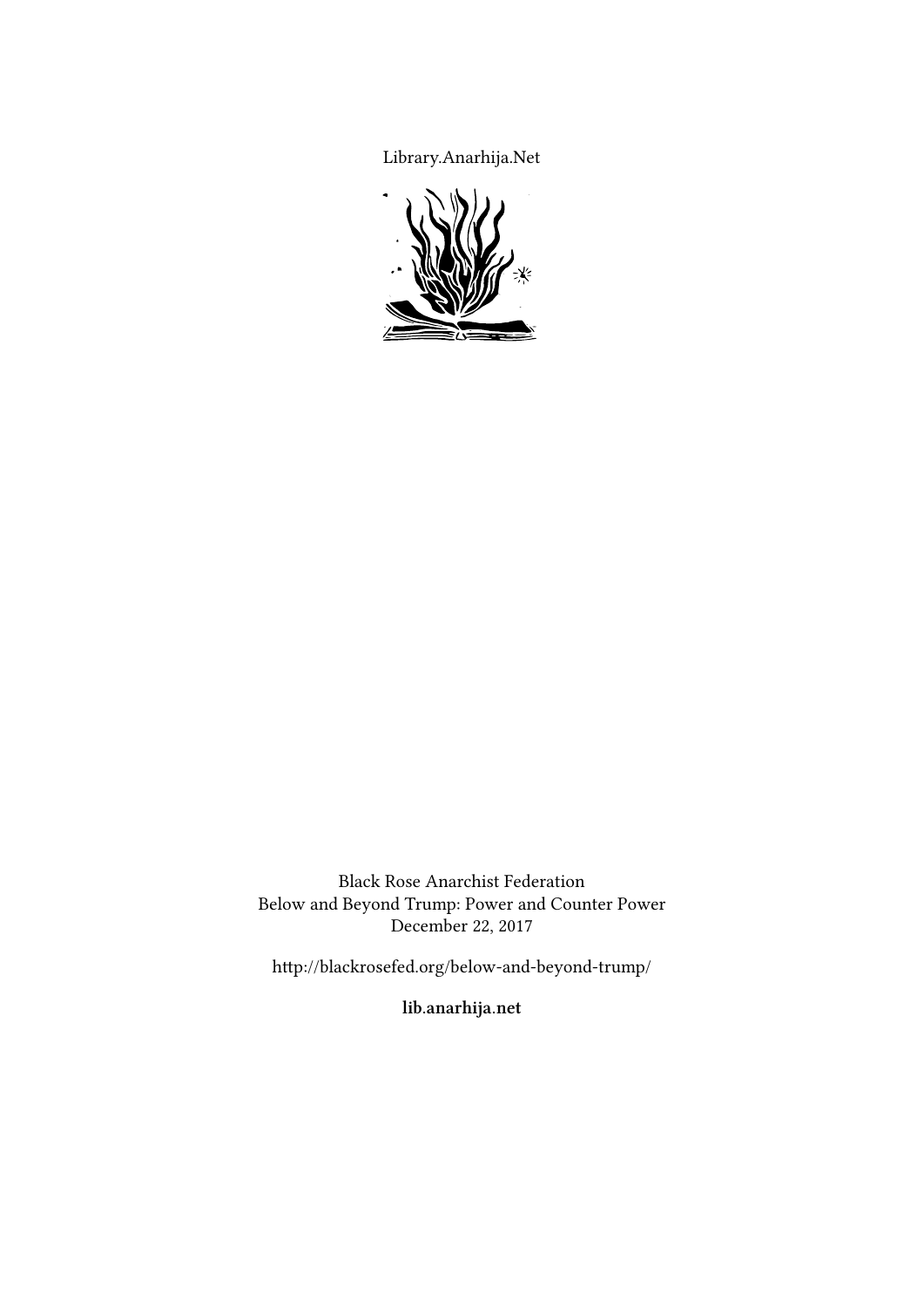Library.Anarhija.Net

Black Rose Anarchist Federation
Below and Beyond Trump: Power and Counter Power
December 22, 2017

http://blackrosefed.org/below-and-beyond-trump/

**lib.anarhija.net**